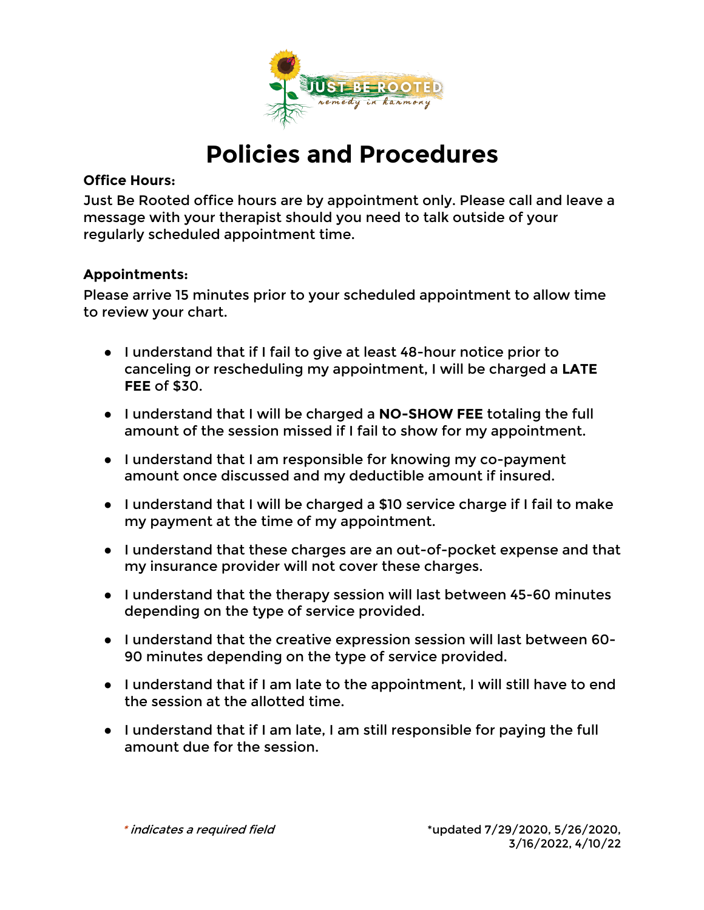# Policies and Procedures

**Office Hours:**

Just Be Rooted office hours are by appointment only. Please call and leave a message with your therapist should you need to talk outside of your regularly scheduled appointment time.

**Appointments:**

Please arrive 15 minutes prior to your scheduled appointment to allow time to review your chart.

- I understand that if I fail to give at least 48-hour notice prior to canceling or rescheduling my appointment, I will be charged a **LATE FEE** of $30.
- I understand that I will be charged a **NO-SHOW FEE** totaling the full amount of the session missed if I fail to show for my appointment.
- I understand that I am responsible for knowing my co-payment amount once discussed and my deductible amount if insured.
- I understand that I will be charged a $10 service charge if I fail to make my payment at the time of my appointment.
- I understand that these charges are an out-of-pocket expense and that my insurance provider will not cover these charges.
- I understand that the therapy session will last between 45-60 minutes depending on the type of service provided.
- I understand that the creative expression session will last between 60-90 minutes depending on the type of service provided.
- I understand that if I am late to the appointment, I will still have to end the session at the allotted time.
- I understand that if I am late, I am still responsible for paying the full amount due for the session.

*\* indicates a required field*

*updated 7/29/2020, 5/26/2020, 3/16/2022, 4/10/22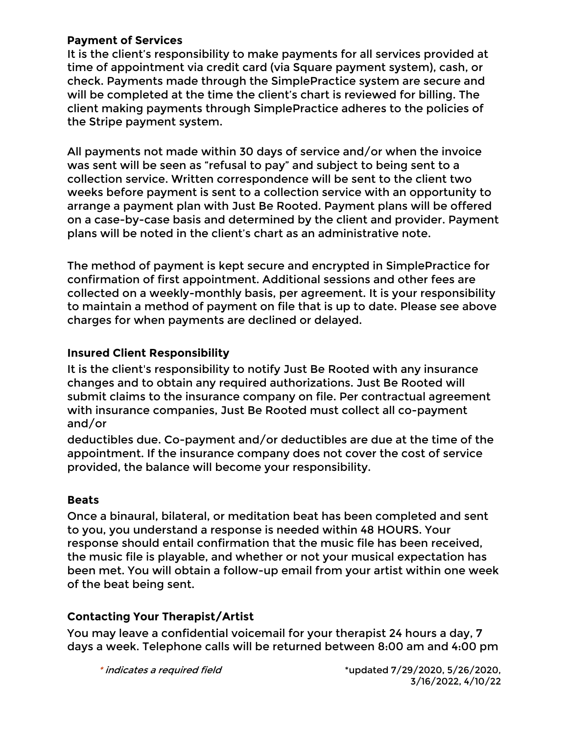**Payment of Services**

It is the client's responsibility to make payments for all services provided at time of appointment via credit card (via Square payment system), cash, or check. Payments made through the SimplePractice system are secure and will be completed at the time the client's chart is reviewed for billing. The client making payments through SimplePractice adheres to the policies of the Stripe payment system.

All payments not made within 30 days of service and/or when the invoice was sent will be seen as "refusal to pay" and subject to being sent to a collection service. Written correspondence will be sent to the client two weeks before payment is sent to a collection service with an opportunity to arrange a payment plan with Just Be Rooted. Payment plans will be offered on a case-by-case basis and determined by the client and provider. Payment plans will be noted in the client's chart as an administrative note.

The method of payment is kept secure and encrypted in SimplePractice for confirmation of first appointment. Additional sessions and other fees are collected on a weekly-monthly basis, per agreement. It is your responsibility to maintain a method of payment on file that is up to date. Please see above charges for when payments are declined or delayed.

**Insured Client Responsibility**

It is the client's responsibility to notify Just Be Rooted with any insurance changes and to obtain any required authorizations. Just Be Rooted will submit claims to the insurance company on file. Per contractual agreement with insurance companies, Just Be Rooted must collect all co-payment and/or deductibles due. Co-payment and/or deductibles are due at the time of the appointment. If the insurance company does not cover the cost of service provided, the balance will become your responsibility.

**Beats**

Once a binaural, bilateral, or meditation beat has been completed and sent to you, you understand a response is needed within 48 HOURS. Your response should entail confirmation that the music file has been received, the music file is playable, and whether or not your musical expectation has been met. You will obtain a follow-up email from your artist within one week of the beat being sent.

**Contacting Your Therapist/Artist**

You may leave a confidential voicemail for your therapist 24 hours a day, 7 days a week. Telephone calls will be returned between 8:00 am and 4:00 pm

*\* indicates a required field*

*updated 7/29/2020, 5/26/2020, 3/16/2022, 4/10/22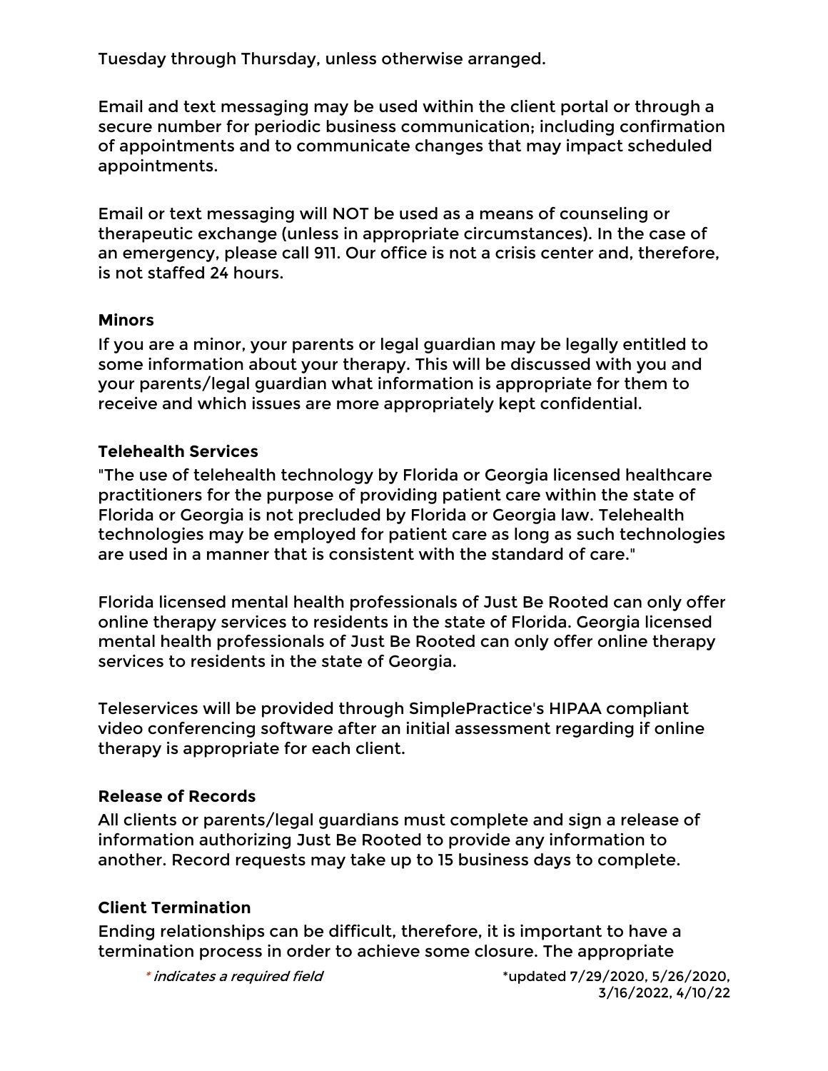Tuesday through Thursday, unless otherwise arranged.

Email and text messaging may be used within the client portal or through a secure number for periodic business communication; including confirmation of appointments and to communicate changes that may impact scheduled appointments.

Email or text messaging will NOT be used as a means of counseling or therapeutic exchange (unless in appropriate circumstances). In the case of an emergency, please call 911. Our office is not a crisis center and, therefore, is not staffed 24 hours.

**Minors**

If you are a minor, your parents or legal guardian may be legally entitled to some information about your therapy. This will be discussed with you and your parents/legal guardian what information is appropriate for them to receive and which issues are more appropriately kept confidential.

**Telehealth Services**

"The use of telehealth technology by Florida or Georgia licensed healthcare practitioners for the purpose of providing patient care within the state of Florida or Georgia is not precluded by Florida or Georgia law. Telehealth technologies may be employed for patient care as long as such technologies are used in a manner that is consistent with the standard of care."

Florida licensed mental health professionals of Just Be Rooted can only offer online therapy services to residents in the state of Florida. Georgia licensed mental health professionals of Just Be Rooted can only offer online therapy services to residents in the state of Georgia.

Teleservices will be provided through SimplePractice's HIPAA compliant video conferencing software after an initial assessment regarding if online therapy is appropriate for each client.

**Release of Records**

All clients or parents/legal guardians must complete and sign a release of information authorizing Just Be Rooted to provide any information to another. Record requests may take up to 15 business days to complete.

**Client Termination**

Ending relationships can be difficult, therefore, it is important to have a termination process in order to achieve some closure. The appropriate

*\* indicates a required field*

*updated 7/29/2020, 5/26/2020, 3/16/2022, 4/10/22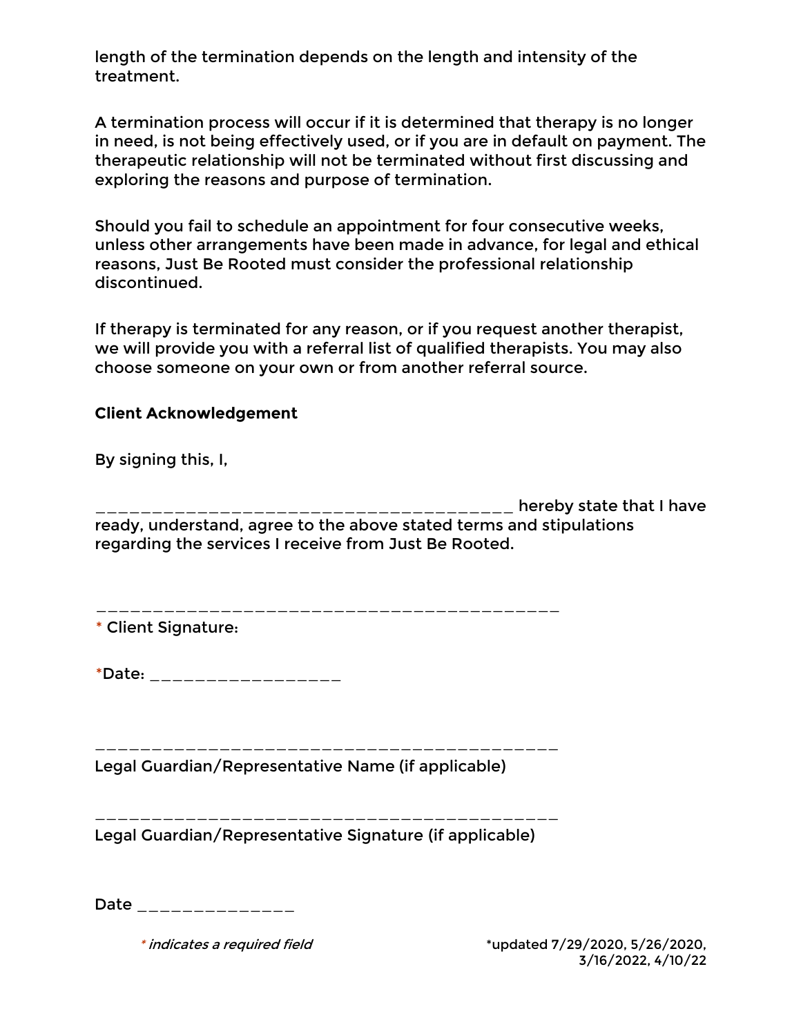length of the termination depends on the length and intensity of the treatment.

A termination process will occur if it is determined that therapy is no longer in need, is not being effectively used, or if you are in default on payment. The therapeutic relationship will not be terminated without first discussing and exploring the reasons and purpose of termination.

Should you fail to schedule an appointment for four consecutive weeks, unless other arrangements have been made in advance, for legal and ethical reasons, Just Be Rooted must consider the professional relationship discontinued.

If therapy is terminated for any reason, or if you request another therapist, we will provide you with a referral list of qualified therapists. You may also choose someone on your own or from another referral source.

**Client Acknowledgement**

By signing this, I,

_________________________________________ hereby state that I have ready, understand, agree to the above stated terms and stipulations regarding the services I receive from Just Be Rooted.

_____________________________________________

* Client Signature:

*Date: ___________________

_____________________________________________

Legal Guardian/Representative Name (if applicable)

_____________________________________________

Legal Guardian/Representative Signature (if applicable)

Date _______________

*\* indicates a required field*

*updated 7/29/2020, 5/26/2020, 3/16/2022, 4/10/22